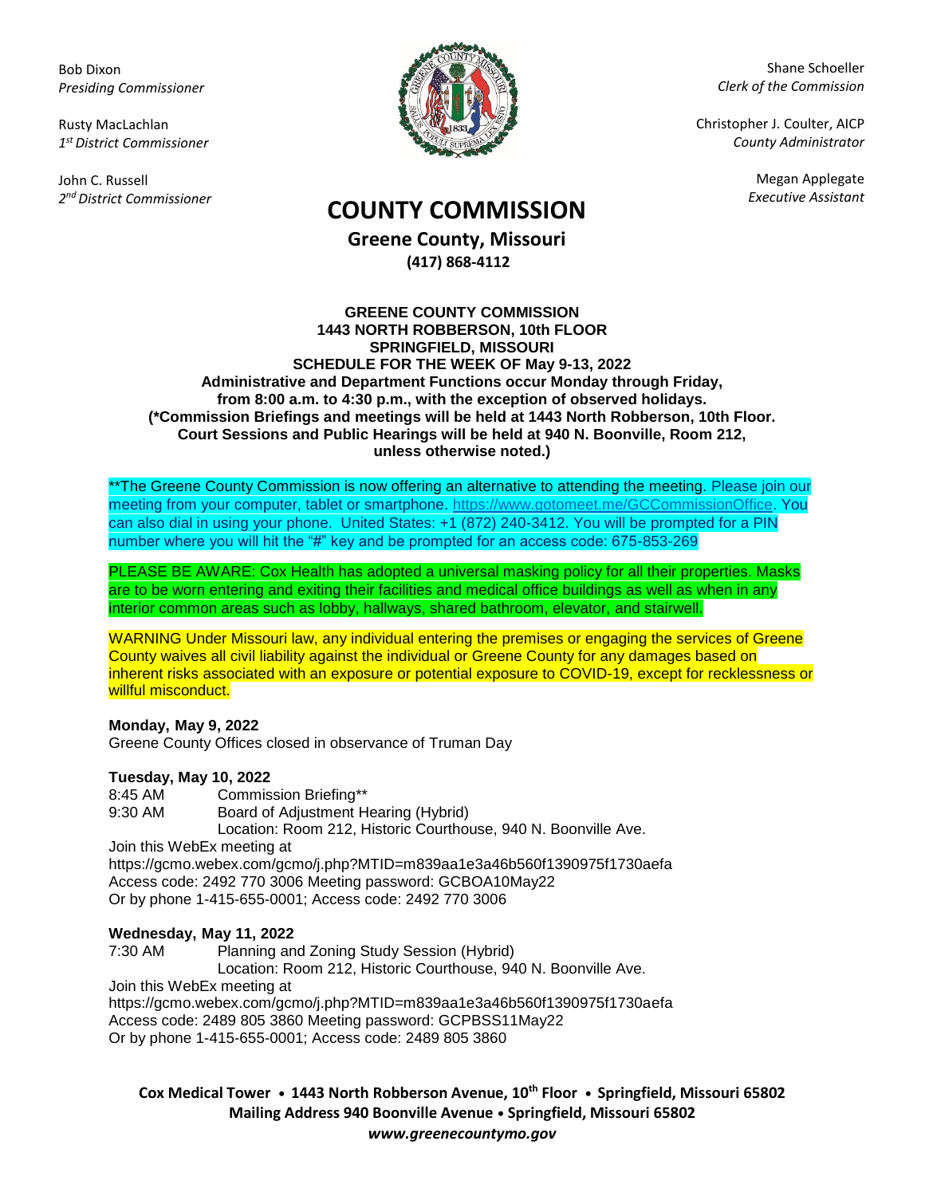Bob Dixon
*Presiding Commissioner*

Rusty MacLachlan
*1st District Commissioner*

John C. Russell
*2nd District Commissioner*

Shane Schoeller
*Clerk of the Commission*

Christopher J. Coulter, AICP
*County Administrator*

Megan Applegate
*Executive Assistant*

# COUNTY COMMISSION

## Greene County, Missouri

**(417) 868-4112**

**GREENE COUNTY COMMISSION**
**1443 NORTH ROBBERSON, 10th FLOOR**
**SPRINGFIELD, MISSOURI**
**SCHEDULE FOR THE WEEK OF May 9-13, 2022**
**Administrative and Department Functions occur Monday through Friday, from 8:00 a.m. to 4:30 p.m., with the exception of observed holidays.**
**(*Commission Briefings and meetings will be held at 1443 North Robberson, 10th Floor. Court Sessions and Public Hearings will be held at 940 N. Boonville, Room 212, unless otherwise noted.)**

**The Greene County Commission is now offering an alternative to attending the meeting. Please join our meeting from your computer, tablet or smartphone. https://www.gotomeet.me/GCCommissionOffice. You can also dial in using your phone. United States: +1 (872) 240-3412. You will be prompted for a PIN number where you will hit the "#" key and be prompted for an access code: 675-853-269

PLEASE BE AWARE: Cox Health has adopted a universal masking policy for all their properties. Masks are to be worn entering and exiting their facilities and medical office buildings as well as when in any interior common areas such as lobby, hallways, shared bathroom, elevator, and stairwell.

WARNING Under Missouri law, any individual entering the premises or engaging the services of Greene County waives all civil liability against the individual or Greene County for any damages based on inherent risks associated with an exposure or potential exposure to COVID-19, except for recklessness or willful misconduct.

**Monday, May 9, 2022**
Greene County Offices closed in observance of Truman Day

**Tuesday, May 10, 2022**
8:45 AM Commission Briefing**
9:30 AM Board of Adjustment Hearing (Hybrid)
Location: Room 212, Historic Courthouse, 940 N. Boonville Ave.
Join this WebEx meeting at
https://gcmo.webex.com/gcmo/j.php?MTID=m839aa1e3a46b560f1390975f1730aefa
Access code: 2492 770 3006 Meeting password: GCBOA10May22
Or by phone 1-415-655-0001; Access code: 2492 770 3006

**Wednesday, May 11, 2022**
7:30 AM Planning and Zoning Study Session (Hybrid)
Location: Room 212, Historic Courthouse, 940 N. Boonville Ave.
Join this WebEx meeting at
https://gcmo.webex.com/gcmo/j.php?MTID=m839aa1e3a46b560f1390975f1730aefa
Access code: 2489 805 3860 Meeting password: GCPBSS11May22
Or by phone 1-415-655-0001; Access code: 2489 805 3860

**Cox Medical Tower • 1443 North Robberson Avenue, 10th Floor • Springfield, Missouri 65802**
**Mailing Address 940 Boonville Avenue • Springfield, Missouri 65802**
***www.greenecountymo.gov***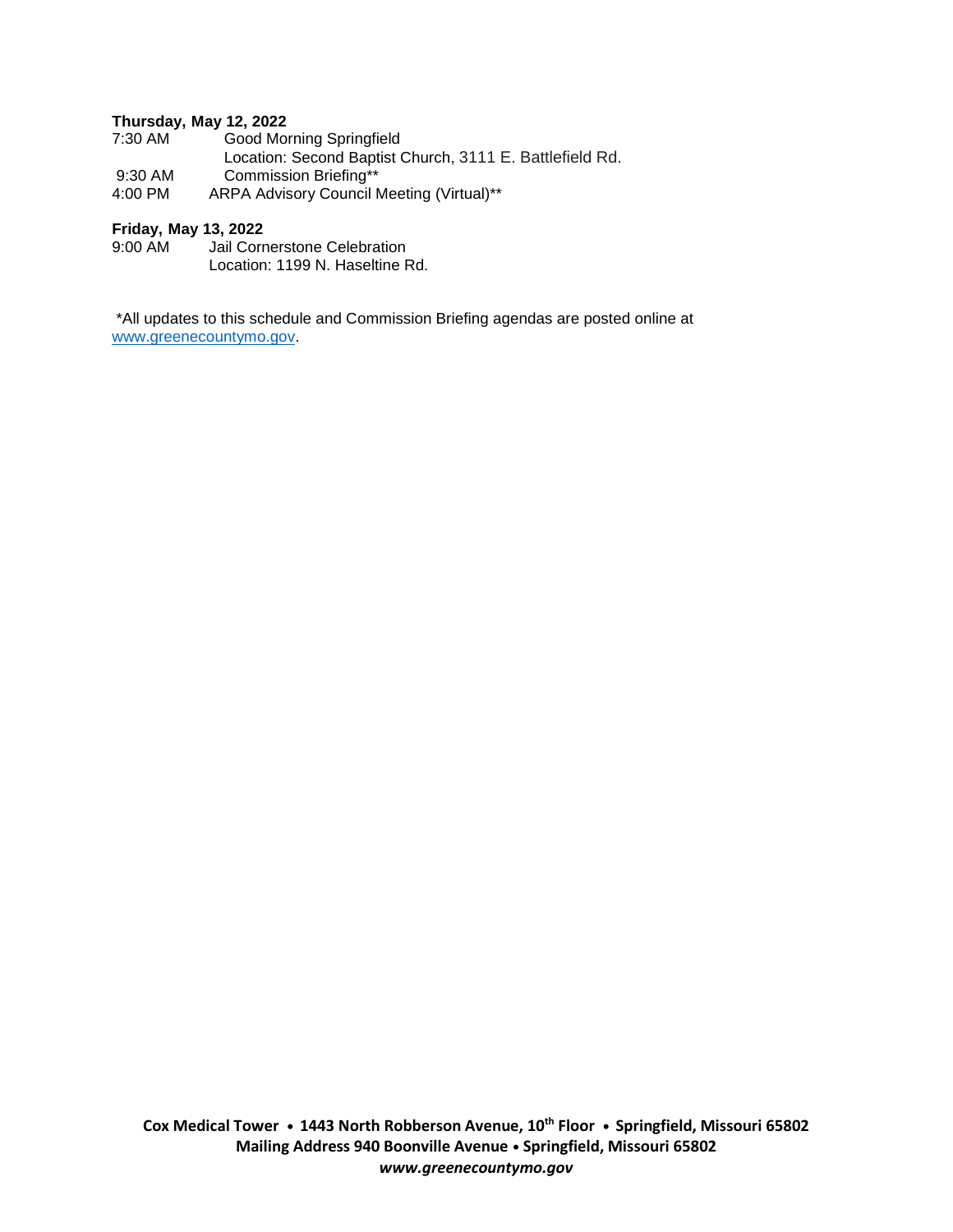**Thursday, May 12, 2022**

7:30 AM Good Morning Springfield
Location: Second Baptist Church, 3111 E. Battlefield Rd.

9:30 AM Commission Briefing**

4:00 PM ARPA Advisory Council Meeting (Virtual)**

**Friday, May 13, 2022**

9:00 AM Jail Cornerstone Celebration
Location: 1199 N. Haseltine Rd.

*All updates to this schedule and Commission Briefing agendas are posted online at www.greenecountymo.gov.

**Cox Medical Tower • 1443 North Robberson Avenue, 10th Floor • Springfield, Missouri 65802**
**Mailing Address 940 Boonville Avenue • Springfield, Missouri 65802**
***www.greenecountymo.gov***